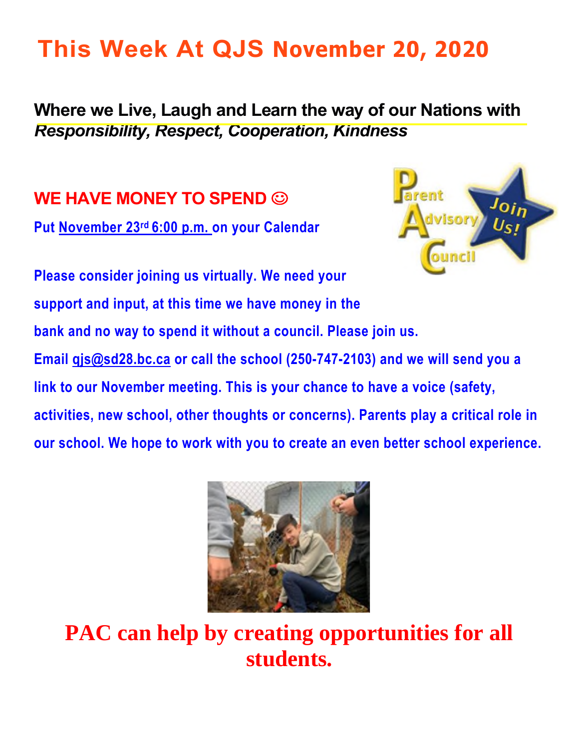# This Week At QJS November 20, 2020

**Where we Live, Laugh and Learn the way of our Nations with** ***Responsibility, Respect, Cooperation, Kindness***

## WE HAVE MONEY TO SPEND ☺

**Put November 23rd 6:00 p.m. on your Calendar**

**Please consider joining us virtually. We need your support and input, at this time we have money in the bank and no way to spend it without a council. Please join us. Email qjs@sd28.bc.ca or call the school (250-747-2103) and we will send you a link to our November meeting. This is your chance to have a voice (safety, activities, new school, other thoughts or concerns). Parents play a critical role in our school. We hope to work with you to create an even better school experience.**

## PAC can help by creating opportunities for all students.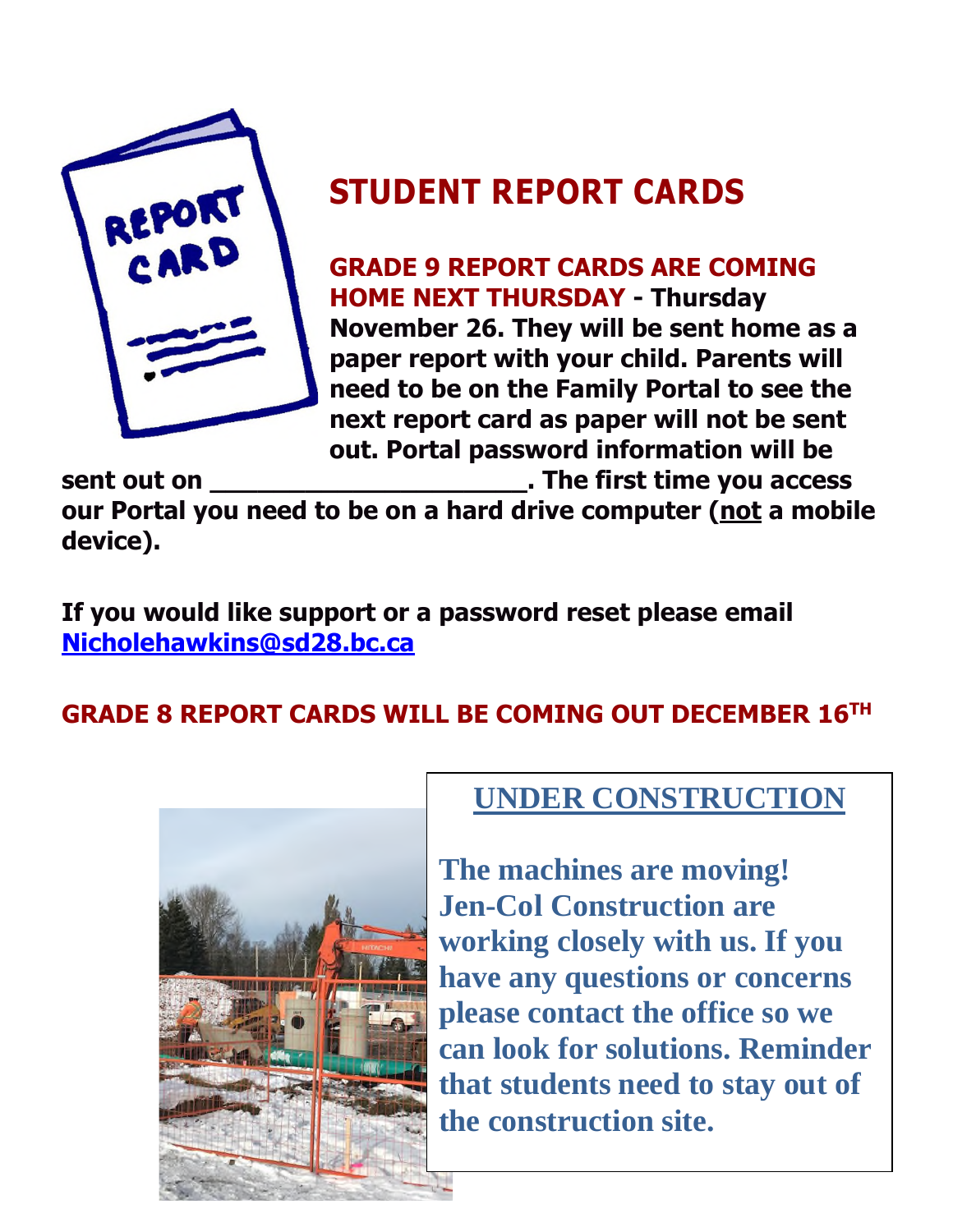# STUDENT REPORT CARDS

**GRADE 9 REPORT CARDS ARE COMING HOME NEXT THURSDAY - Thursday November 26. They will be sent home as a paper report with your child. Parents will need to be on the Family Portal to see the next report card as paper will not be sent out. Portal password information will be sent out on ______________________. The first time you access our Portal you need to be on a hard drive computer (not a mobile device).**

**If you would like support or a password reset please email [Nicholehawkins@sd28.bc.ca](mailto:Nicholehawkins@sd28.bc.ca)**

**GRADE 8 REPORT CARDS WILL BE COMING OUT DECEMBER 16TH**

## UNDER CONSTRUCTION

**The machines are moving! Jen-Col Construction are working closely with us. If you have any questions or concerns please contact the office so we can look for solutions. Reminder that students need to stay out of the construction site.**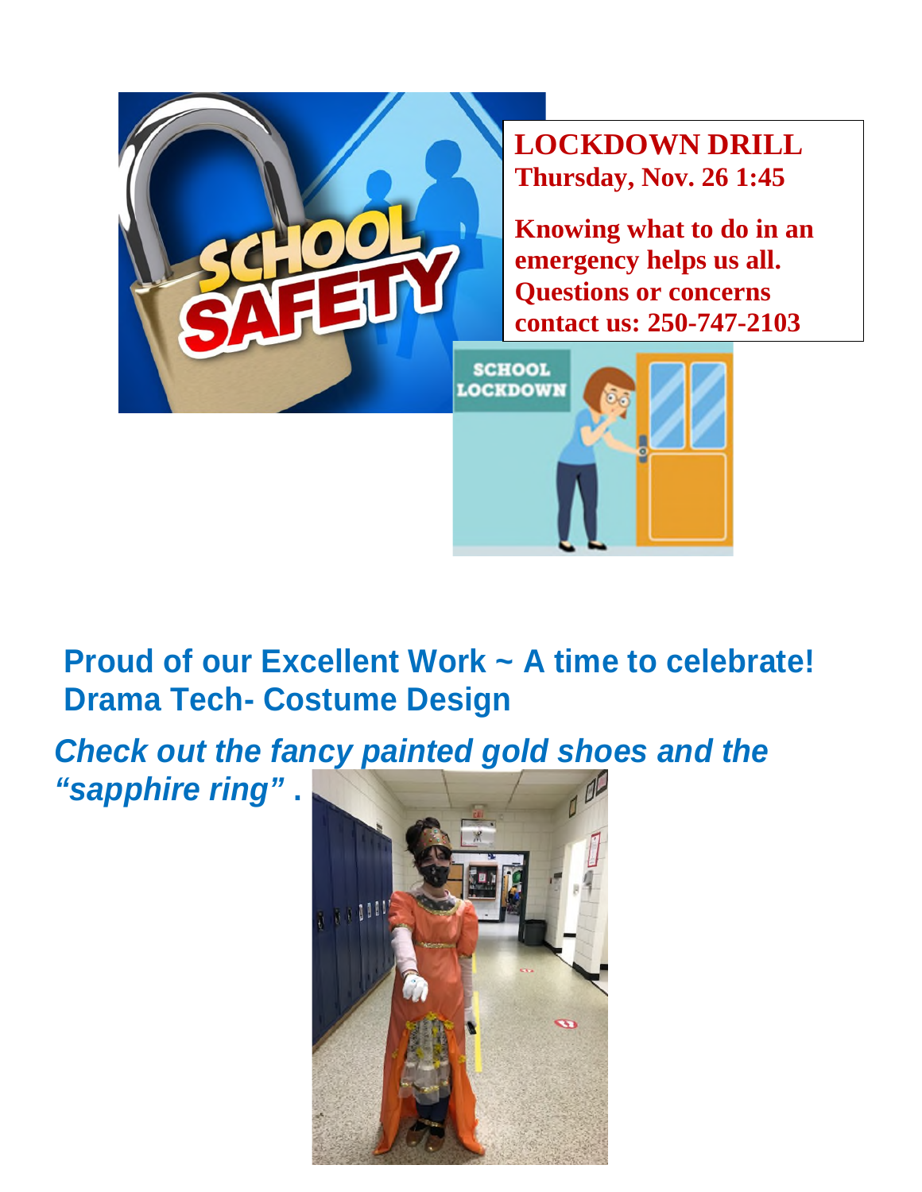**LOCKDOWN DRILL**
**Thursday, Nov. 26 1:45**

**Knowing what to do in an emergency helps us all. Questions or concerns contact us: 250-747-2103**

## Proud of our Excellent Work ~ A time to celebrate!
## Drama Tech- Costume Design

***Check out the fancy painted gold shoes and the "sapphire ring" .***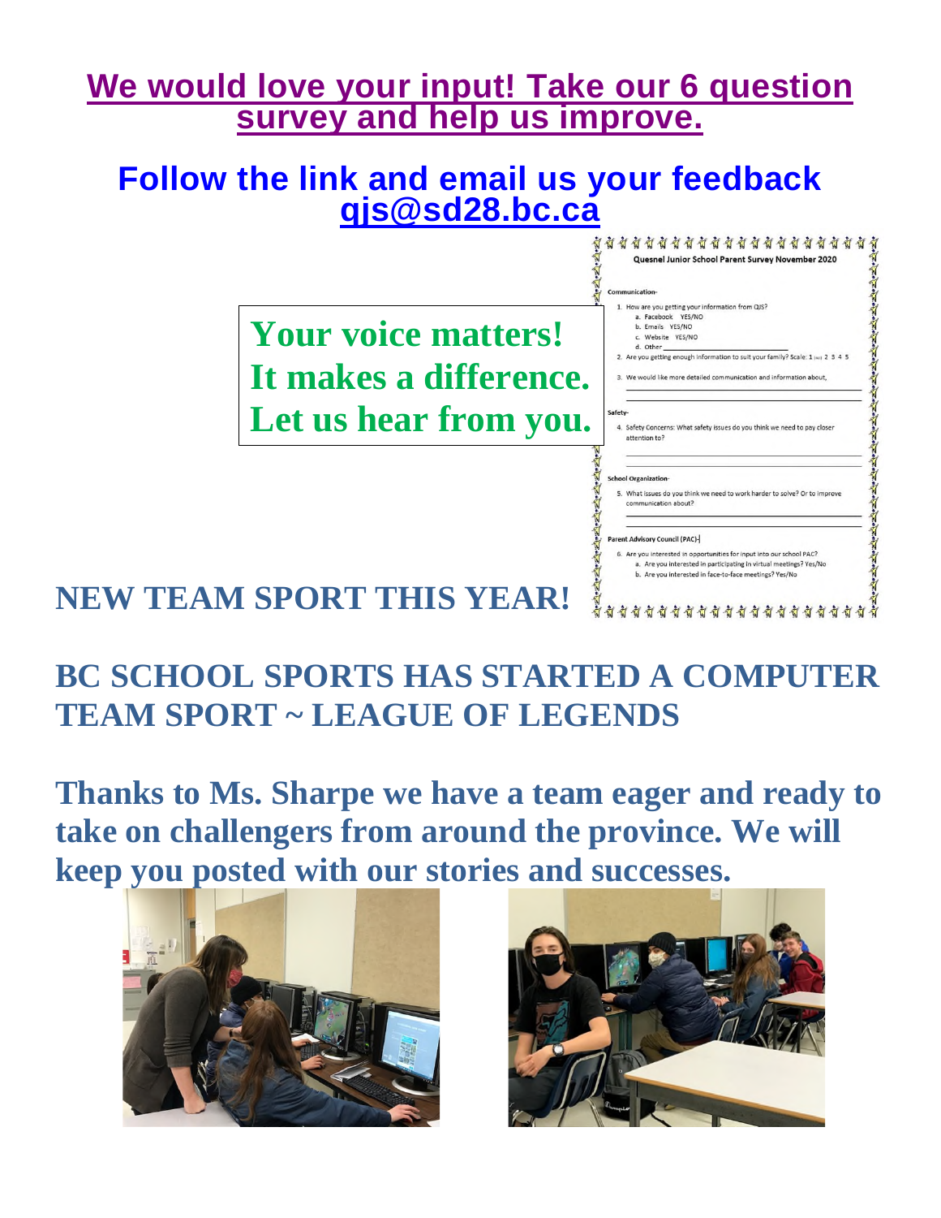## We would love your input! Take our 6 question survey and help us improve.

## Follow the link and email us your feedback [qjs@sd28.bc.ca](mailto:qjs@sd28.bc.ca)

**Your voice matters!**
**It makes a difference.**
**Let us hear from you.**

**Quesnel Junior School Parent Survey November 2020**

**Communication-**

1. How are you getting your information from QJS?
   a. Facebook YES/NO
   b. Emails YES/NO
   c. Website YES/NO
   d. Other ______________________
2. Are you getting enough information to suit your family? Scale: 1 (no) 2 3 4 5
3. We would like more detailed communication and information about,

**Safety-**

4. Safety Concerns: What safety issues do you think we need to pay closer attention to?

**School Organization-**

5. What issues do you think we need to work harder to solve? Or to improve communication about?

**Parent Advisory Council (PAC)-**

6. Are you interested in opportunities for input into our school PAC?
   a. Are you interested in participating in virtual meetings? Yes/No
   b. Are you interested in face-to-face meetings? Yes/No

## NEW TEAM SPORT THIS YEAR!

## BC SCHOOL SPORTS HAS STARTED A COMPUTER TEAM SPORT ~ LEAGUE OF LEGENDS

**Thanks to Ms. Sharpe we have a team eager and ready to take on challengers from around the province. We will keep you posted with our stories and successes.**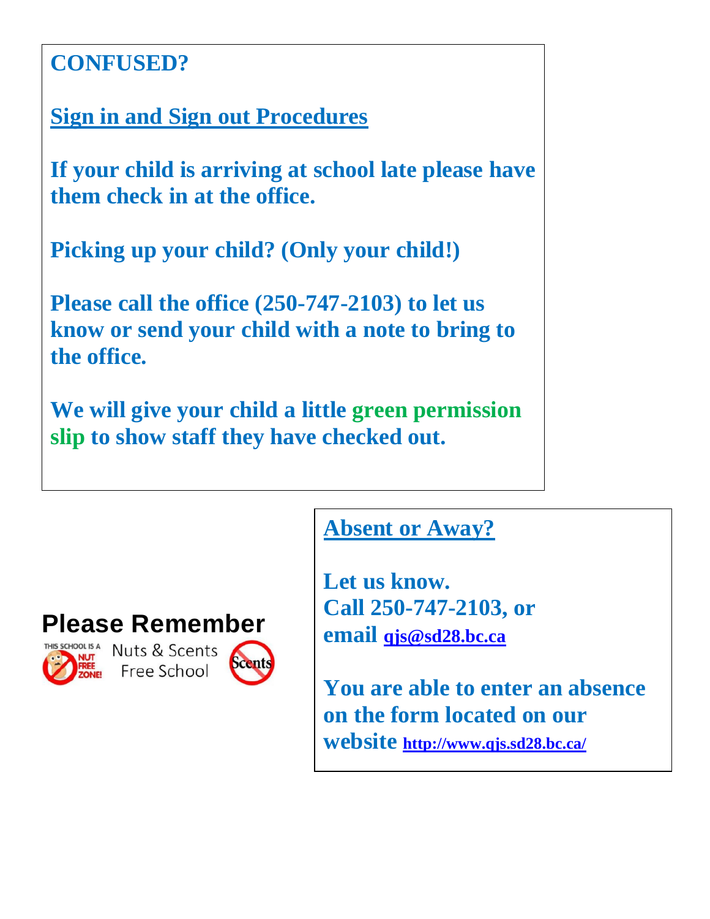**CONFUSED?**

## Sign in and Sign out Procedures

**If your child is arriving at school late please have them check in at the office.**

**Picking up your child? (Only your child!)**

**Please call the office (250-747-2103) to let us know or send your child with a note to bring to the office.**

**We will give your child a little green permission slip to show staff they have checked out.**

## Please Remember

THIS SCHOOL IS A NUT FREE ZONE!

Nuts & Scents Free School

Scents

## Absent or Away?

**Let us know.**
**Call 250-747-2103, or email [qjs@sd28.bc.ca](mailto:qjs@sd28.bc.ca)**

**You are able to enter an absence on the form located on our website [http://www.qjs.sd28.bc.ca/](http://www.qjs.sd28.bc.ca/)**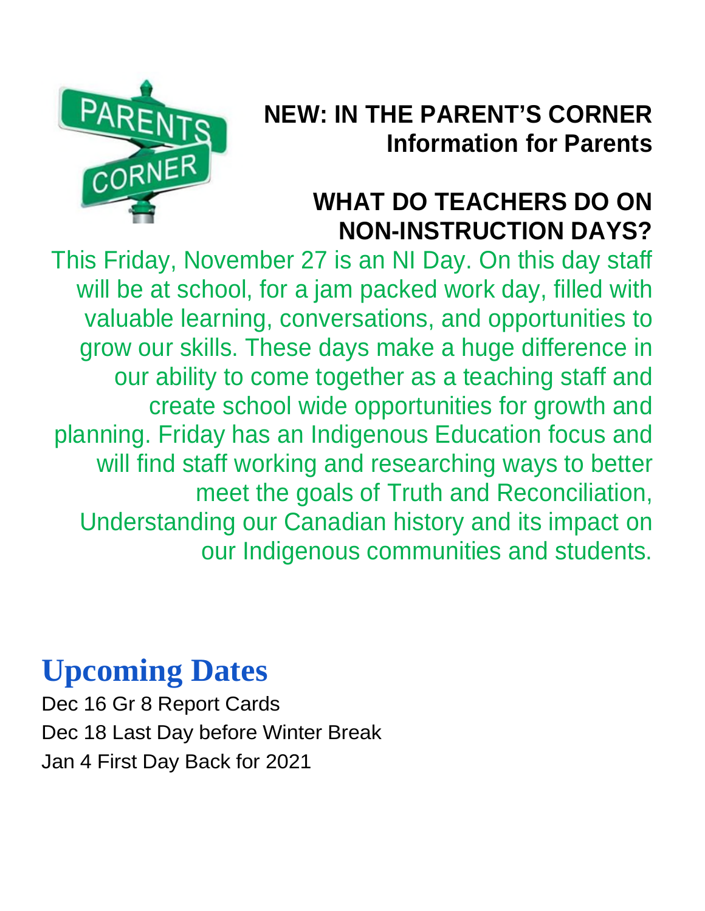**NEW: IN THE PARENT'S CORNER**
**Information for Parents**

**WHAT DO TEACHERS DO ON NON-INSTRUCTION DAYS?**

This Friday, November 27 is an NI Day. On this day staff will be at school, for a jam packed work day, filled with valuable learning, conversations, and opportunities to grow our skills. These days make a huge difference in our ability to come together as a teaching staff and create school wide opportunities for growth and planning. Friday has an Indigenous Education focus and will find staff working and researching ways to better meet the goals of Truth and Reconciliation, Understanding our Canadian history and its impact on our Indigenous communities and students.

# Upcoming Dates

Dec 16 Gr 8 Report Cards
Dec 18 Last Day before Winter Break
Jan 4 First Day Back for 2021